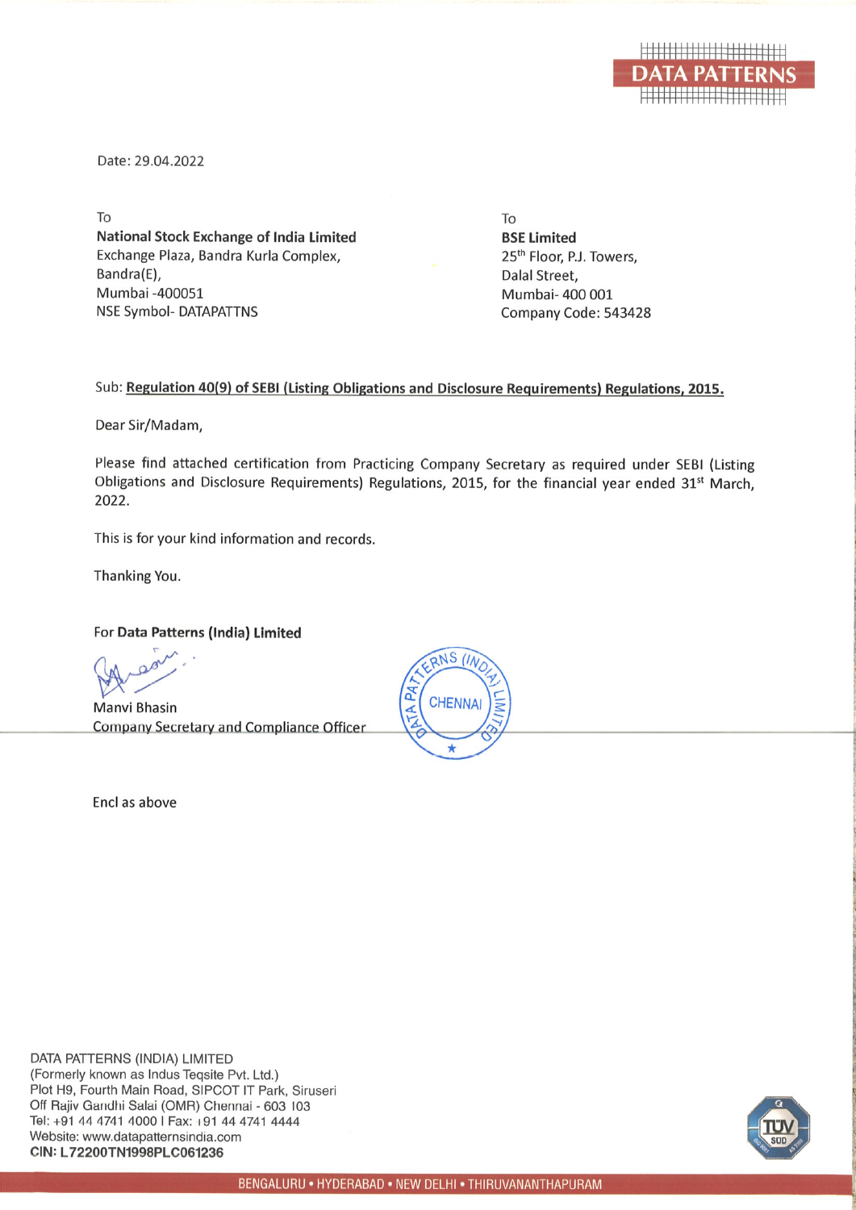DATA PATTERNS

Date: 29.04.2022

To
**National Stock Exchange of India Limited**
Exchange Plaza, Bandra Kurla Complex,
Bandra(E),
Mumbai -400051
NSE Symbol- DATAPATTNS

To
**BSE Limited**
25th Floor, P.J. Towers,
Dalal Street,
Mumbai- 400 001
Company Code: 543428

Sub: **Regulation 40(9) of SEBI (Listing Obligations and Disclosure Requirements) Regulations, 2015.**

Dear Sir/Madam,

Please find attached certification from Practicing Company Secretary as required under SEBI (Listing Obligations and Disclosure Requirements) Regulations, 2015, for the financial year ended 31st March, 2022.

This is for your kind information and records.

Thanking You.

For **Data Patterns (India) Limited**

Manvi Bhasin
Company Secretary and Compliance Officer

Encl as above

DATA PATTERNS (INDIA) LIMITED
(Formerly known as Indus Teqsite Pvt. Ltd.)
Plot H9, Fourth Main Road, SIPCOT IT Park, Siruseri
Off Rajiv Gandhi Salai (OMR) Chennai - 603 103
Tel: +91 44 4741 4000 I Fax: +91 44 4741 4444
Website: www.datapatternsindia.com
**CIN: L72200TN1998PLC061236**

BENGALURU • HYDERABAD • NEW DELHI • THIRUVANANTHAPURAM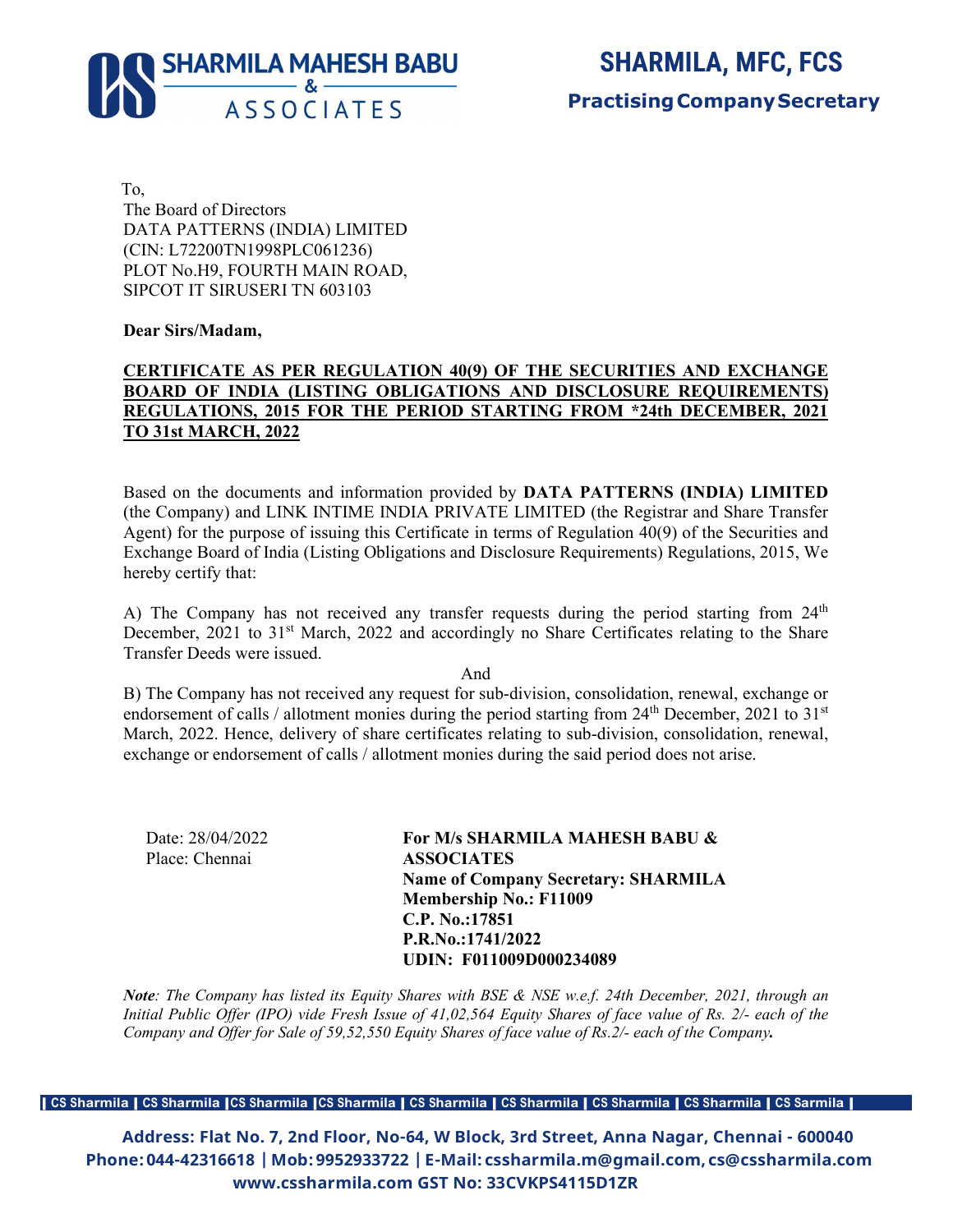**SHARMILA MAHESH BABU & ASSOCIATES**

**SHARMILA, MFC, FCS**

**Practising Company Secretary**

To,
The Board of Directors
DATA PATTERNS (INDIA) LIMITED
(CIN: L72200TN1998PLC061236)
PLOT No.H9, FOURTH MAIN ROAD,
SIPCOT IT SIRUSERI TN 603103

**Dear Sirs/Madam,**

**CERTIFICATE AS PER REGULATION 40(9) OF THE SECURITIES AND EXCHANGE BOARD OF INDIA (LISTING OBLIGATIONS AND DISCLOSURE REQUIREMENTS) REGULATIONS, 2015 FOR THE PERIOD STARTING FROM *24th DECEMBER, 2021 TO 31st MARCH, 2022**

Based on the documents and information provided by **DATA PATTERNS (INDIA) LIMITED** (the Company) and LINK INTIME INDIA PRIVATE LIMITED (the Registrar and Share Transfer Agent) for the purpose of issuing this Certificate in terms of Regulation 40(9) of the Securities and Exchange Board of India (Listing Obligations and Disclosure Requirements) Regulations, 2015, We hereby certify that:

A) The Company has not received any transfer requests during the period starting from 24th December, 2021 to 31st March, 2022 and accordingly no Share Certificates relating to the Share Transfer Deeds were issued.

And

B) The Company has not received any request for sub-division, consolidation, renewal, exchange or endorsement of calls / allotment monies during the period starting from 24th December, 2021 to 31st March, 2022. Hence, delivery of share certificates relating to sub-division, consolidation, renewal, exchange or endorsement of calls / allotment monies during the said period does not arise.

Date: 28/04/2022
Place: Chennai

**For M/s SHARMILA MAHESH BABU & ASSOCIATES**
**Name of Company Secretary: SHARMILA**
**Membership No.: F11009**
**C.P. No.:17851**
**P.R.No.:1741/2022**
**UDIN: F011009D000234089**

***Note**: The Company has listed its Equity Shares with BSE & NSE w.e.f. 24th December, 2021, through an Initial Public Offer (IPO) vide Fresh Issue of 41,02,564 Equity Shares of face value of Rs. 2/- each of the Company and Offer for Sale of 59,52,550 Equity Shares of face value of Rs.2/- each of the Company.*

**Address: Flat No. 7, 2nd Floor, No-64, W Block, 3rd Street, Anna Nagar, Chennai - 600040**
**Phone: 044-42316618 | Mob: 9952933722 | E-Mail: cssharmila.m@gmail.com, cs@cssharmila.com**
**www.cssharmila.com GST No: 33CVKPS4115D1ZR**